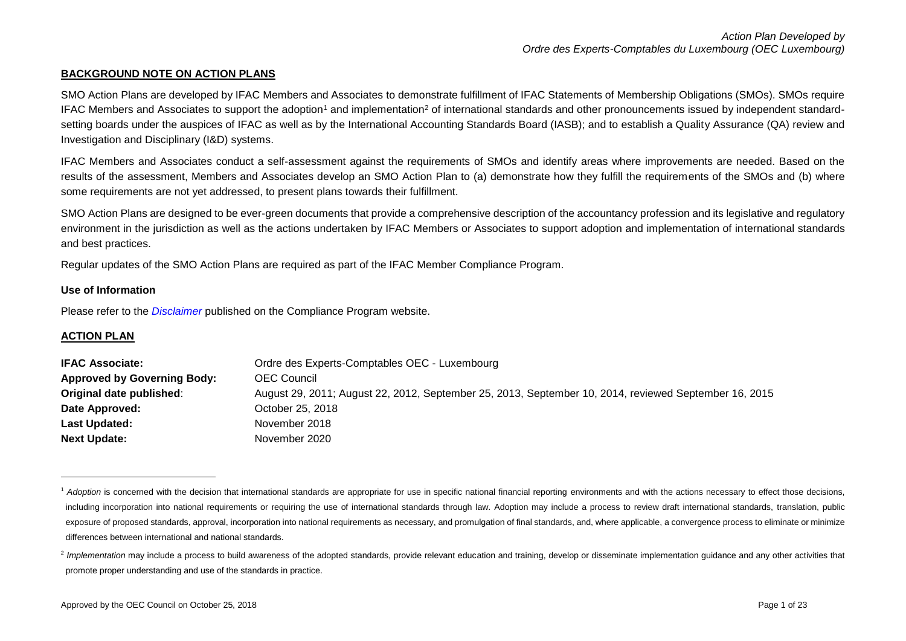## BACKGROUND NOTE ON ACTION PLANS

SMO Action Plans are developed by IFAC Members and Associates to demonstrate fulfillment of IFAC Statements of Membership Obligations (SMOs). SMOs require IFAC Members and Associates to support the adoption[1] and implementation[2] of international standards and other pronouncements issued by independent standard-setting boards under the auspices of IFAC as well as by the International Accounting Standards Board (IASB); and to establish a Quality Assurance (QA) review and Investigation and Disciplinary (I&D) systems.

IFAC Members and Associates conduct a self-assessment against the requirements of SMOs and identify areas where improvements are needed. Based on the results of the assessment, Members and Associates develop an SMO Action Plan to (a) demonstrate how they fulfill the requirements of the SMOs and (b) where some requirements are not yet addressed, to present plans towards their fulfillment.

SMO Action Plans are designed to be ever-green documents that provide a comprehensive description of the accountancy profession and its legislative and regulatory environment in the jurisdiction as well as the actions undertaken by IFAC Members or Associates to support adoption and implementation of international standards and best practices.

Regular updates of the SMO Action Plans are required as part of the IFAC Member Compliance Program.

### Use of Information

Please refer to the *Disclaimer* published on the Compliance Program website.

## ACTION PLAN

| | |
|---|---|
| **IFAC Associate:** | Ordre des Experts-Comptables OEC - Luxembourg |
| **Approved by Governing Body:** | OEC Council |
| **Original date published**: | August 29, 2011; August 22, 2012, September 25, 2013, September 10, 2014, reviewed September 16, 2015 |
| **Date Approved:** | October 25, 2018 |
| **Last Updated:** | November 2018 |
| **Next Update:** | November 2020 |

[1] *Adoption* is concerned with the decision that international standards are appropriate for use in specific national financial reporting environments and with the actions necessary to effect those decisions, including incorporation into national requirements or requiring the use of international standards through law. Adoption may include a process to review draft international standards, translation, public exposure of proposed standards, approval, incorporation into national requirements as necessary, and promulgation of final standards, and, where applicable, a convergence process to eliminate or minimize differences between international and national standards.

[2] *Implementation* may include a process to build awareness of the adopted standards, provide relevant education and training, develop or disseminate implementation guidance and any other activities that promote proper understanding and use of the standards in practice.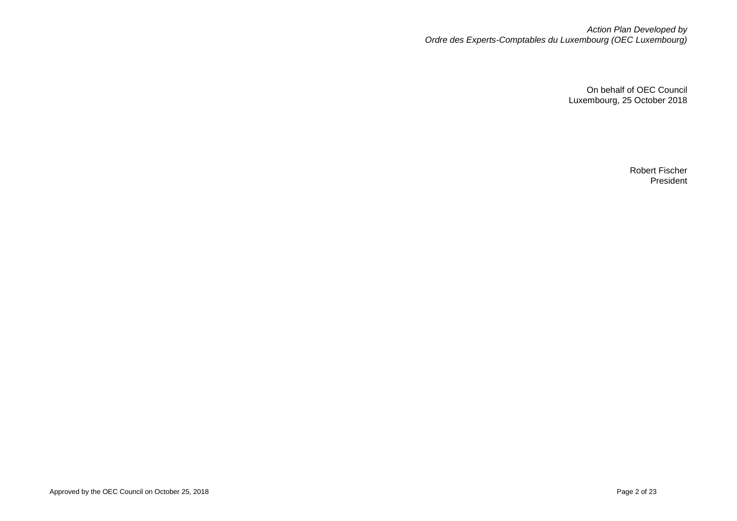*Action Plan Developed by*
*Ordre des Experts-Comptables du Luxembourg (OEC Luxembourg)*

On behalf of OEC Council
Luxembourg, 25 October 2018

Robert Fischer
President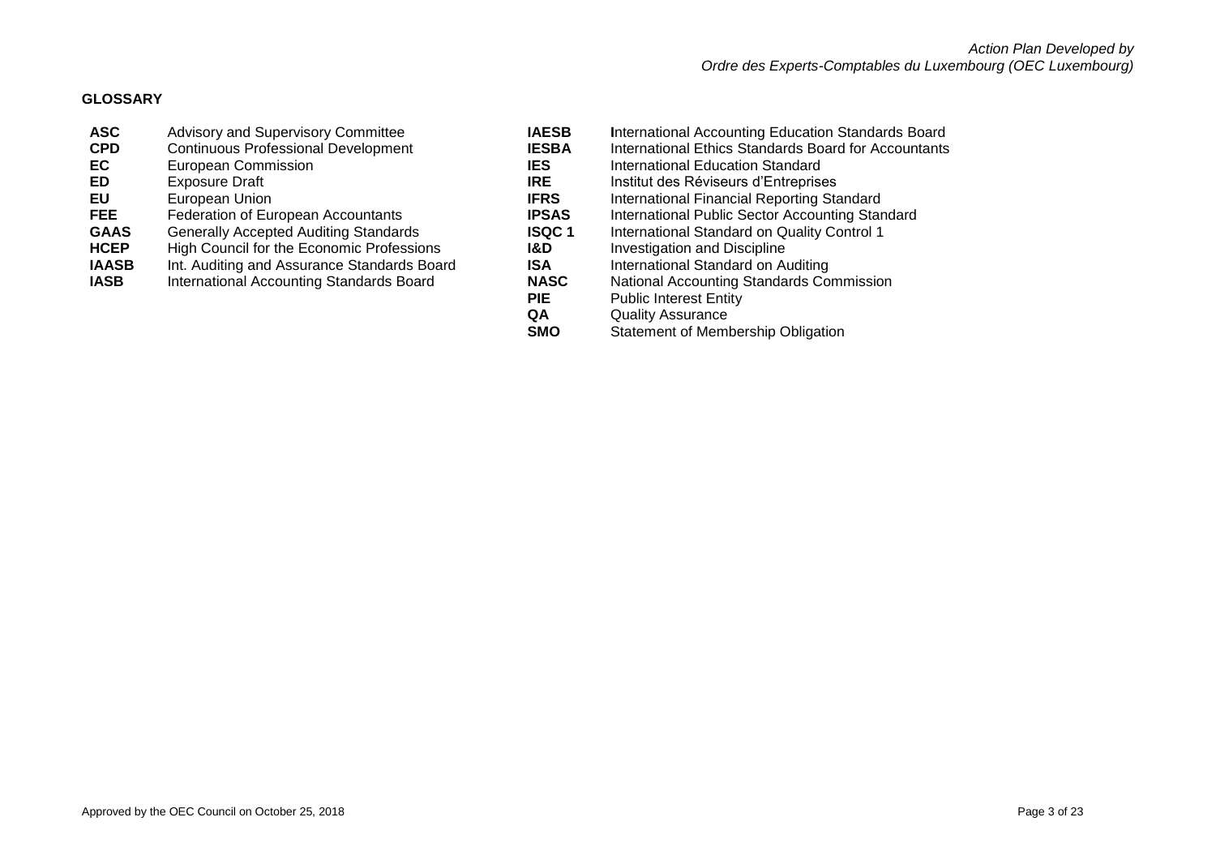## GLOSSARY

| | |
|---|---|
| **ASC** | Advisory and Supervisory Committee |
| **CPD** | Continuous Professional Development |
| **EC** | European Commission |
| **ED** | Exposure Draft |
| **EU** | European Union |
| **FEE** | Federation of European Accountants |
| **GAAS** | Generally Accepted Auditing Standards |
| **HCEP** | High Council for the Economic Professions |
| **IAASB** | Int. Auditing and Assurance Standards Board |
| **IASB** | International Accounting Standards Board |
| **IAESB** | International Accounting Education Standards Board |
| **IESBA** | International Ethics Standards Board for Accountants |
| **IES** | International Education Standard |
| **IRE** | Institut des Réviseurs d'Entreprises |
| **IFRS** | International Financial Reporting Standard |
| **IPSAS** | International Public Sector Accounting Standard |
| **ISQC 1** | International Standard on Quality Control 1 |
| **I&D** | Investigation and Discipline |
| **ISA** | International Standard on Auditing |
| **NASC** | National Accounting Standards Commission |
| **PIE** | Public Interest Entity |
| **QA** | Quality Assurance |
| **SMO** | Statement of Membership Obligation |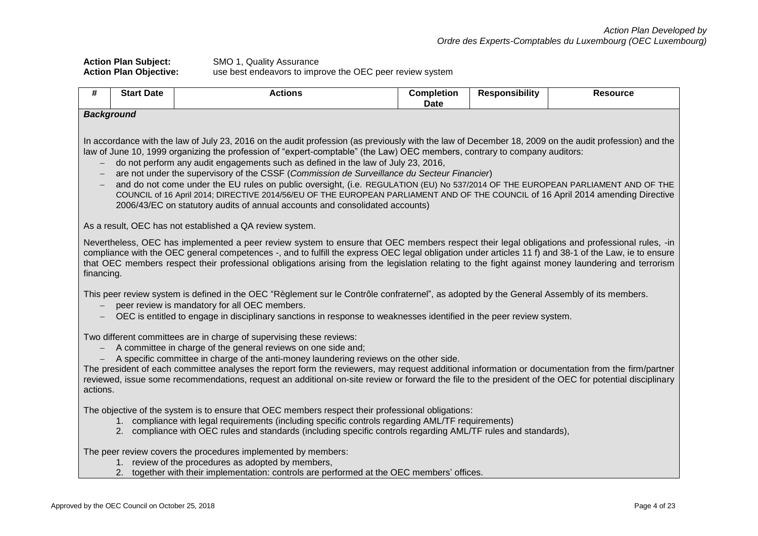**Action Plan Subject:** SMO 1, Quality Assurance
**Action Plan Objective:** use best endeavors to improve the OEC peer review system

| # | Start Date | Actions | Completion Date | Responsibility | Resource |
|---|---|---|---|---|---|

***Background***

In accordance with the law of July 23, 2016 on the audit profession (as previously with the law of December 18, 2009 on the audit profession) and the law of June 10, 1999 organizing the profession of "expert-comptable" (the Law) OEC members, contrary to company auditors:

- do not perform any audit engagements such as defined in the law of July 23, 2016,
- are not under the supervisory of the CSSF (*Commission de Surveillance du Secteur Financier*)
- and do not come under the EU rules on public oversight, (i.e. REGULATION (EU) No 537/2014 OF THE EUROPEAN PARLIAMENT AND OF THE COUNCIL of 16 April 2014; DIRECTIVE 2014/56/EU OF THE EUROPEAN PARLIAMENT AND OF THE COUNCIL of 16 April 2014 amending Directive 2006/43/EC on statutory audits of annual accounts and consolidated accounts)

As a result, OEC has not established a QA review system.

Nevertheless, OEC has implemented a peer review system to ensure that OEC members respect their legal obligations and professional rules, -in compliance with the OEC general competences -, and to fulfill the express OEC legal obligation under articles 11 f) and 38-1 of the Law, ie to ensure that OEC members respect their professional obligations arising from the legislation relating to the fight against money laundering and terrorism financing.

This peer review system is defined in the OEC "Règlement sur le Contrôle confraternel", as adopted by the General Assembly of its members.

- peer review is mandatory for all OEC members.
- OEC is entitled to engage in disciplinary sanctions in response to weaknesses identified in the peer review system.

Two different committees are in charge of supervising these reviews:

- A committee in charge of the general reviews on one side and;
- A specific committee in charge of the anti-money laundering reviews on the other side.

The president of each committee analyses the report form the reviewers, may request additional information or documentation from the firm/partner reviewed, issue some recommendations, request an additional on-site review or forward the file to the president of the OEC for potential disciplinary actions.

The objective of the system is to ensure that OEC members respect their professional obligations:

1. compliance with legal requirements (including specific controls regarding AML/TF requirements)
2. compliance with OEC rules and standards (including specific controls regarding AML/TF rules and standards),

The peer review covers the procedures implemented by members:

1. review of the procedures as adopted by members,
2. together with their implementation: controls are performed at the OEC members' offices.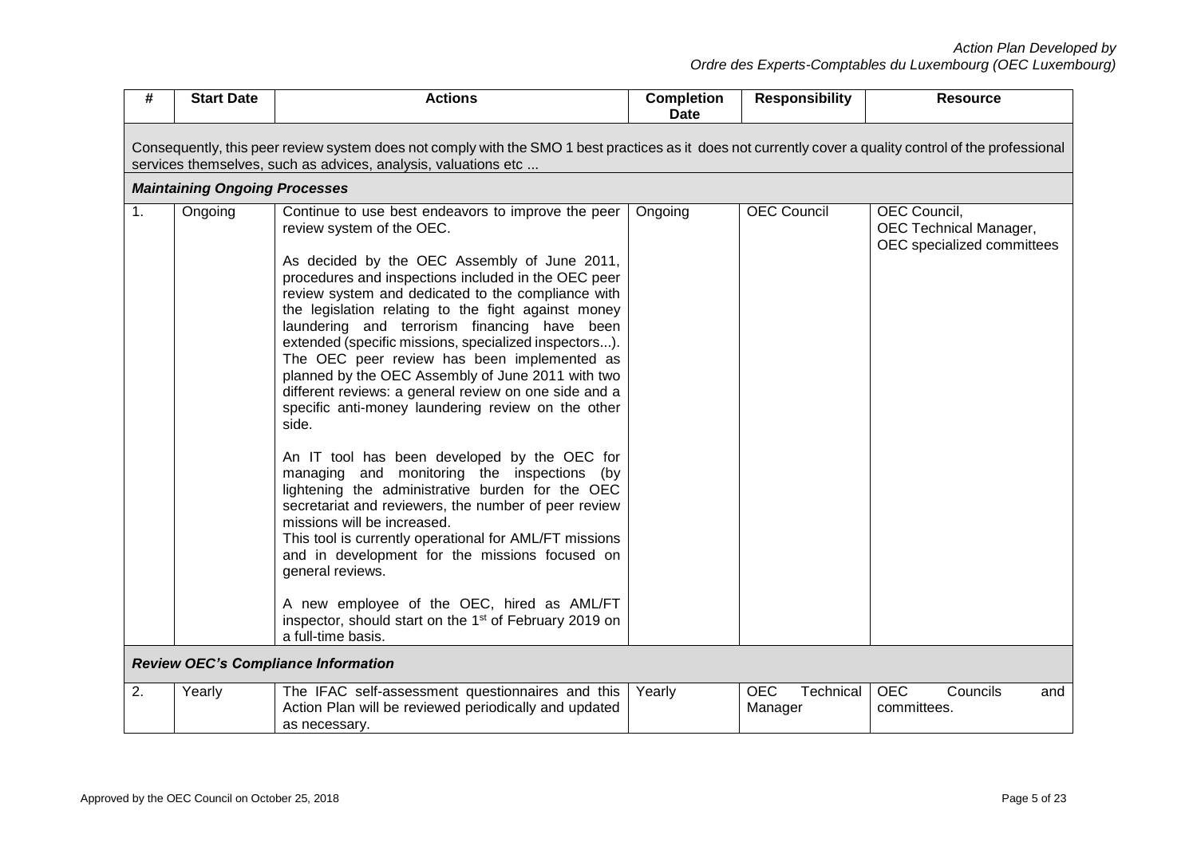| # | Start Date | Actions | Completion Date | Responsibility | Resource |
|---|---|---|---|---|---|
| Consequently, this peer review system does not comply with the SMO 1 best practices as it does not currently cover a quality control of the professional services themselves, such as advices, analysis, valuations etc ... | | | | | |
| ***Maintaining Ongoing Processes*** | | | | | |
| 1. | Ongoing | Continue to use best endeavors to improve the peer review system of the OEC.<br><br>As decided by the OEC Assembly of June 2011, procedures and inspections included in the OEC peer review system and dedicated to the compliance with the legislation relating to the fight against money laundering and terrorism financing have been extended (specific missions, specialized inspectors...). The OEC peer review has been implemented as planned by the OEC Assembly of June 2011 with two different reviews: a general review on one side and a specific anti-money laundering review on the other side.<br><br>An IT tool has been developed by the OEC for managing and monitoring the inspections (by lightening the administrative burden for the OEC secretariat and reviewers, the number of peer review missions will be increased.<br>This tool is currently operational for AML/FT missions and in development for the missions focused on general reviews.<br><br>A new employee of the OEC, hired as AML/FT inspector, should start on the 1st of February 2019 on a full-time basis. | Ongoing | OEC Council | OEC Council,<br>OEC Technical Manager,<br>OEC specialized committees |
| ***Review OEC's Compliance Information*** | | | | | |
| 2. | Yearly | The IFAC self-assessment questionnaires and this Action Plan will be reviewed periodically and updated as necessary. | Yearly | OEC Technical Manager | OEC Councils and committees. |

Approved by the OEC Council on October 25, 2018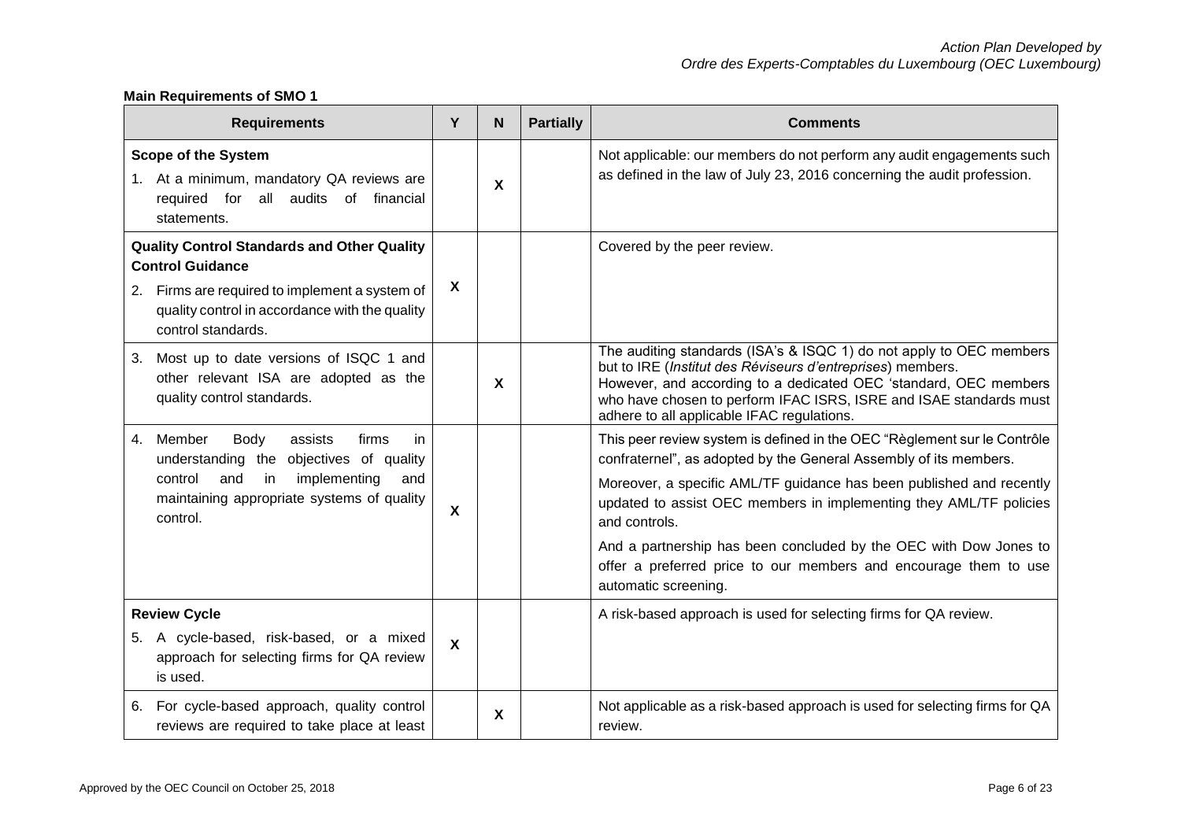**Main Requirements of SMO 1**

| Requirements | Y | N | Partially | Comments |
|---|---|---|---|---|
| **Scope of the System**<br>1. At a minimum, mandatory QA reviews are required for all audits of financial statements. | | X | | Not applicable: our members do not perform any audit engagements such as defined in the law of July 23, 2016 concerning the audit profession. |
| **Quality Control Standards and Other Quality Control Guidance**<br>2. Firms are required to implement a system of quality control in accordance with the quality control standards. | X | | | Covered by the peer review. |
| 3. Most up to date versions of ISQC 1 and other relevant ISA are adopted as the quality control standards. | | X | | The auditing standards (ISA's & ISQC 1) do not apply to OEC members but to IRE (*Institut des Réviseurs d'entreprises*) members.<br>However, and according to a dedicated OEC 'standard, OEC members who have chosen to perform IFAC ISRS, ISRE and ISAE standards must adhere to all applicable IFAC regulations. |
| 4. Member Body assists firms in understanding the objectives of quality control and in implementing and maintaining appropriate systems of quality control. | X | | | This peer review system is defined in the OEC "Règlement sur le Contrôle confraternel", as adopted by the General Assembly of its members.<br>Moreover, a specific AML/TF guidance has been published and recently updated to assist OEC members in implementing they AML/TF policies and controls.<br>And a partnership has been concluded by the OEC with Dow Jones to offer a preferred price to our members and encourage them to use automatic screening. |
| **Review Cycle**<br>5. A cycle-based, risk-based, or a mixed approach for selecting firms for QA review is used. | X | | | A risk-based approach is used for selecting firms for QA review. |
| 6. For cycle-based approach, quality control reviews are required to take place at least | | X | | Not applicable as a risk-based approach is used for selecting firms for QA review. |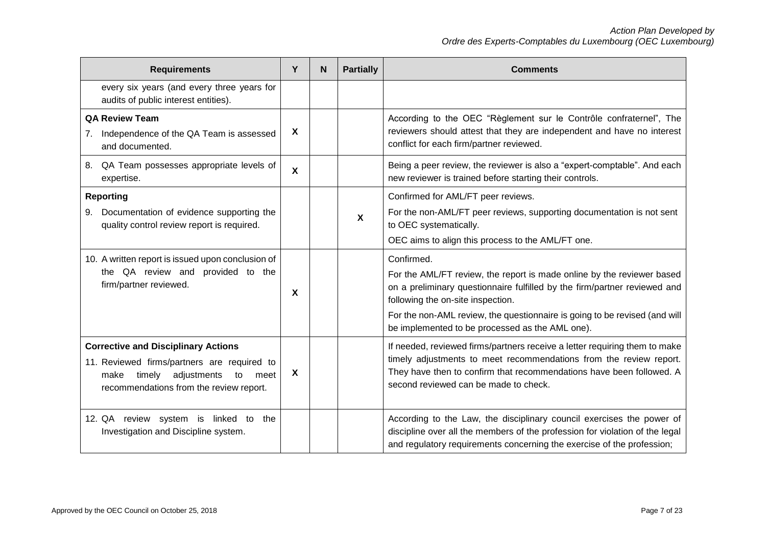| Requirements | Y | N | Partially | Comments |
|---|---|---|---|---|
| every six years (and every three years for audits of public interest entities). | | | | |
| **QA Review Team**<br>7. Independence of the QA Team is assessed and documented. | X | | | According to the OEC "Règlement sur le Contrôle confraternel", The reviewers should attest that they are independent and have no interest conflict for each firm/partner reviewed. |
| 8. QA Team possesses appropriate levels of expertise. | X | | | Being a peer review, the reviewer is also a "expert-comptable". And each new reviewer is trained before starting their controls. |
| **Reporting**<br>9. Documentation of evidence supporting the quality control review report is required. | | | X | Confirmed for AML/FT peer reviews.<br>For the non-AML/FT peer reviews, supporting documentation is not sent to OEC systematically.<br>OEC aims to align this process to the AML/FT one. |
| 10. A written report is issued upon conclusion of the QA review and provided to the firm/partner reviewed. | X | | | Confirmed.<br>For the AML/FT review, the report is made online by the reviewer based on a preliminary questionnaire fulfilled by the firm/partner reviewed and following the on-site inspection.<br>For the non-AML review, the questionnaire is going to be revised (and will be implemented to be processed as the AML one). |
| **Corrective and Disciplinary Actions**<br>11. Reviewed firms/partners are required to make timely adjustments to meet recommendations from the review report. | X | | | If needed, reviewed firms/partners receive a letter requiring them to make timely adjustments to meet recommendations from the review report. They have then to confirm that recommendations have been followed. A second reviewed can be made to check. |
| 12. QA review system is linked to the Investigation and Discipline system. | | | | According to the Law, the disciplinary council exercises the power of discipline over all the members of the profession for violation of the legal and regulatory requirements concerning the exercise of the profession; |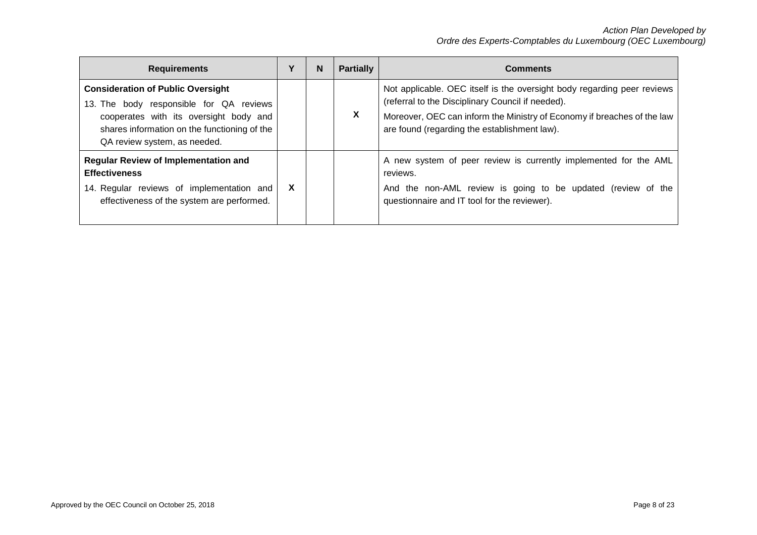| Requirements | Y | N | Partially | Comments |
|---|---|---|---|---|
| **Consideration of Public Oversight**<br>13. The body responsible for QA reviews cooperates with its oversight body and shares information on the functioning of the QA review system, as needed. | | | X | Not applicable. OEC itself is the oversight body regarding peer reviews (referral to the Disciplinary Council if needed).<br>Moreover, OEC can inform the Ministry of Economy if breaches of the law are found (regarding the establishment law). |
| **Regular Review of Implementation and Effectiveness**<br>14. Regular reviews of implementation and effectiveness of the system are performed. | X | | | A new system of peer review is currently implemented for the AML reviews.<br>And the non-AML review is going to be updated (review of the questionnaire and IT tool for the reviewer). |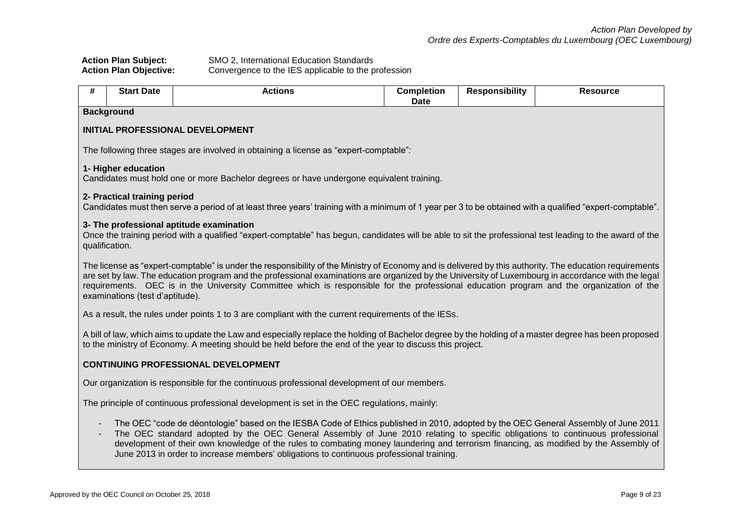**Action Plan Subject:** SMO 2, International Education Standards
**Action Plan Objective:** Convergence to the IES applicable to the profession

| # | Start Date | Actions | Completion Date | Responsibility | Resource |
|---|---|---|---|---|---|

**Background**

**INITIAL PROFESSIONAL DEVELOPMENT**

The following three stages are involved in obtaining a license as "expert-comptable"*:*

**1- Higher education**
Candidates must hold one or more Bachelor degrees or have undergone equivalent training.

**2- Practical training period**
Candidates must then serve a period of at least three years' training with a minimum of 1 year per 3 to be obtained with a qualified "expert-comptable".

**3- The professional aptitude examination**
Once the training period with a qualified "expert-comptable" has begun, candidates will be able to sit the professional test leading to the award of the qualification.

The license as "expert-comptable" is under the responsibility of the Ministry of Economy and is delivered by this authority. The education requirements are set by law. The education program and the professional examinations are organized by the University of Luxembourg in accordance with the legal requirements. OEC is in the University Committee which is responsible for the professional education program and the organization of the examinations (test d'aptitude).

As a result, the rules under points 1 to 3 are compliant with the current requirements of the IESs.

A bill of law, which aims to update the Law and especially replace the holding of Bachelor degree by the holding of a master degree has been proposed to the ministry of Economy. A meeting should be held before the end of the year to discuss this project.

**CONTINUING PROFESSIONAL DEVELOPMENT**

Our organization is responsible for the continuous professional development of our members.

The principle of continuous professional development is set in the OEC regulations, mainly:

- The OEC "code de déontologie" based on the IESBA Code of Ethics published in 2010, adopted by the OEC General Assembly of June 2011
- The OEC standard adopted by the OEC General Assembly of June 2010 relating to specific obligations to continuous professional development of their own knowledge of the rules to combating money laundering and terrorism financing, as modified by the Assembly of June 2013 in order to increase members' obligations to continuous professional training.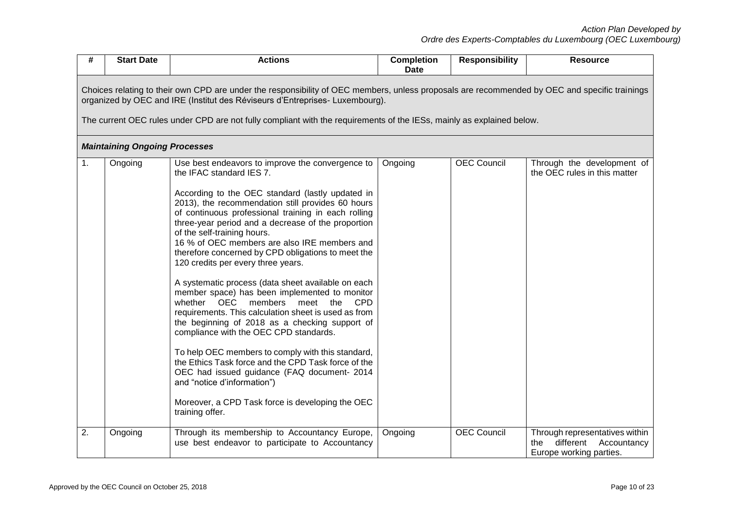| # | Start Date | Actions | Completion Date | Responsibility | Resource |
|---|---|---|---|---|---|
| Choices relating to their own CPD are under the responsibility of OEC members, unless proposals are recommended by OEC and specific trainings organized by OEC and IRE (Institut des Réviseurs d'Entreprises- Luxembourg).<br><br>The current OEC rules under CPD are not fully compliant with the requirements of the IESs, mainly as explained below. | | | | | |
| ***Maintaining Ongoing Processes*** | | | | | |
| 1. | Ongoing | Use best endeavors to improve the convergence to the IFAC standard IES 7.<br><br>According to the OEC standard (lastly updated in 2013), the recommendation still provides 60 hours of continuous professional training in each rolling three-year period and a decrease of the proportion of the self-training hours.<br>16 % of OEC members are also IRE members and therefore concerned by CPD obligations to meet the 120 credits per every three years.<br><br>A systematic process (data sheet available on each member space) has been implemented to monitor whether OEC members meet the CPD requirements. This calculation sheet is used as from the beginning of 2018 as a checking support of compliance with the OEC CPD standards.<br><br>To help OEC members to comply with this standard, the Ethics Task force and the CPD Task force of the OEC had issued guidance (FAQ document- 2014 and "notice d'information")<br><br>Moreover, a CPD Task force is developing the OEC training offer. | Ongoing | OEC Council | Through the development of the OEC rules in this matter |
| 2. | Ongoing | Through its membership to Accountancy Europe, use best endeavor to participate to Accountancy | Ongoing | OEC Council | Through representatives within the different Accountancy Europe working parties. |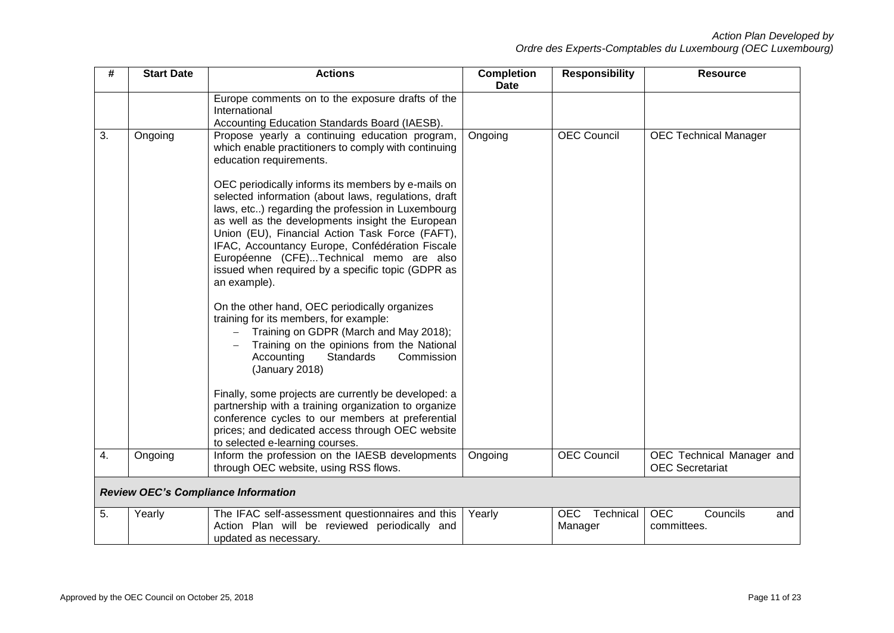| # | Start Date | Actions | Completion Date | Responsibility | Resource |
|---|---|---|---|---|---|
| | | Europe comments on to the exposure drafts of the International Accounting Education Standards Board (IAESB). | | | |
| 3. | Ongoing | Propose yearly a continuing education program, which enable practitioners to comply with continuing education requirements.<br><br>OEC periodically informs its members by e-mails on selected information (about laws, regulations, draft laws, etc..) regarding the profession in Luxembourg as well as the developments insight the European Union (EU), Financial Action Task Force (FAFT), IFAC, Accountancy Europe, Confédération Fiscale Européenne (CFE)...Technical memo are also issued when required by a specific topic (GDPR as an example).<br><br>On the other hand, OEC periodically organizes training for its members, for example:<br>– Training on GDPR (March and May 2018);<br>– Training on the opinions from the National Accounting Standards Commission (January 2018)<br><br>Finally, some projects are currently be developed: a partnership with a training organization to organize conference cycles to our members at preferential prices; and dedicated access through OEC website to selected e-learning courses. | Ongoing | OEC Council | OEC Technical Manager |
| 4. | Ongoing | Inform the profession on the IAESB developments through OEC website, using RSS flows. | Ongoing | OEC Council | OEC Technical Manager and OEC Secretariat |
| ***Review OEC's Compliance Information*** | | | | | |
| 5. | Yearly | The IFAC self-assessment questionnaires and this Action Plan will be reviewed periodically and updated as necessary. | Yearly | OEC Technical Manager | OEC Councils and committees. |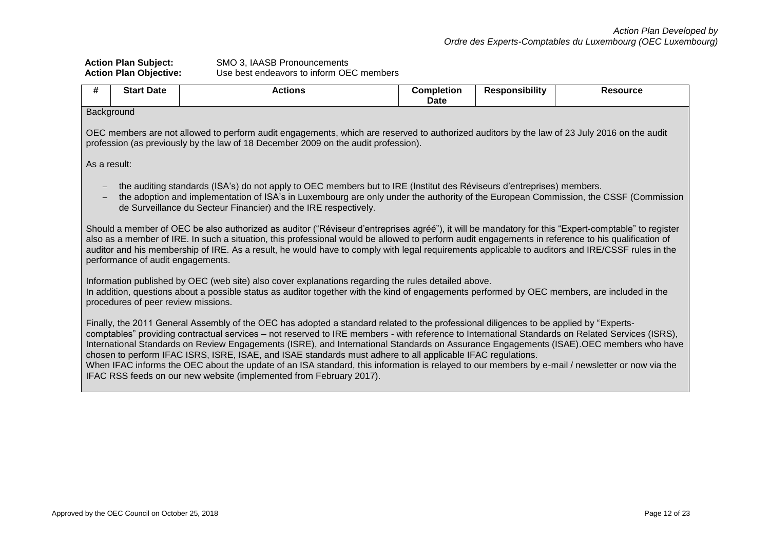*Action Plan Developed by*
*Ordre des Experts-Comptables du Luxembourg (OEC Luxembourg)*

**Action Plan Subject:** SMO 3, IAASB Pronouncements
**Action Plan Objective:** Use best endeavors to inform OEC members

| # | Start Date | Actions | Completion Date | Responsibility | Resource |
|---|---|---|---|---|---|

Background

OEC members are not allowed to perform audit engagements, which are reserved to authorized auditors by the law of 23 July 2016 on the audit profession (as previously by the law of 18 December 2009 on the audit profession).

As a result:

- the auditing standards (ISA's) do not apply to OEC members but to IRE (Institut des Réviseurs d'entreprises) members.
- the adoption and implementation of ISA's in Luxembourg are only under the authority of the European Commission, the CSSF (Commission de Surveillance du Secteur Financier) and the IRE respectively.

Should a member of OEC be also authorized as auditor ("Réviseur d'entreprises agréé"), it will be mandatory for this "Expert-comptable" to register also as a member of IRE. In such a situation, this professional would be allowed to perform audit engagements in reference to his qualification of auditor and his membership of IRE. As a result, he would have to comply with legal requirements applicable to auditors and IRE/CSSF rules in the performance of audit engagements.

Information published by OEC (web site) also cover explanations regarding the rules detailed above.
In addition, questions about a possible status as auditor together with the kind of engagements performed by OEC members, are included in the procedures of peer review missions.

Finally, the 2011 General Assembly of the OEC has adopted a standard related to the professional diligences to be applied by "Experts-comptables" providing contractual services – not reserved to IRE members - with reference to International Standards on Related Services (ISRS), International Standards on Review Engagements (ISRE), and International Standards on Assurance Engagements (ISAE).OEC members who have chosen to perform IFAC ISRS, ISRE, ISAE, and ISAE standards must adhere to all applicable IFAC regulations.
When IFAC informs the OEC about the update of an ISA standard, this information is relayed to our members by e-mail / newsletter or now via the IFAC RSS feeds on our new website (implemented from February 2017).

Approved by the OEC Council on October 25, 2018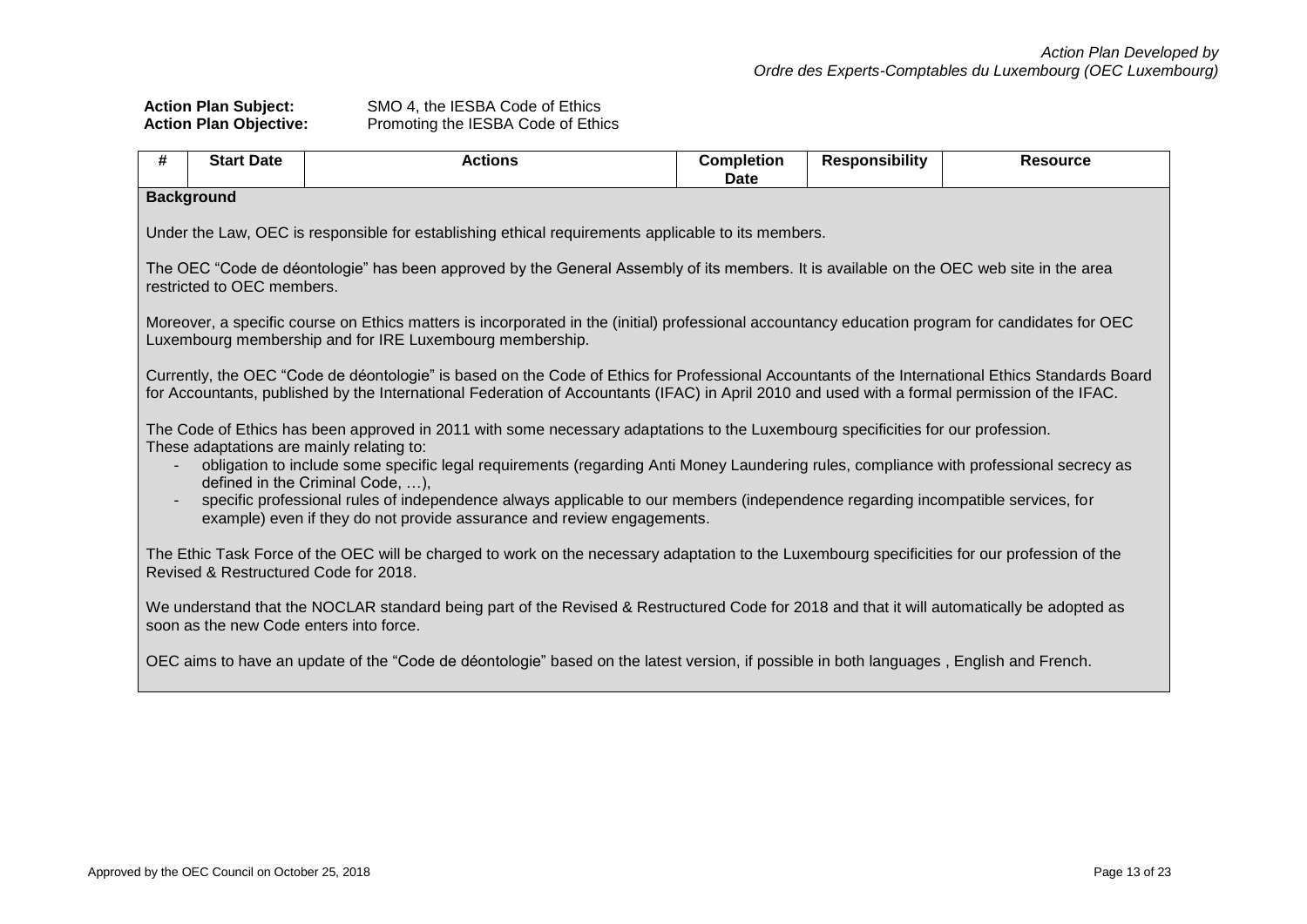**Action Plan Subject:** SMO 4, the IESBA Code of Ethics
**Action Plan Objective:** Promoting the IESBA Code of Ethics

| # | Start Date | Actions | Completion Date | Responsibility | Resource |
|---|---|---|---|---|---|

**Background**

Under the Law, OEC is responsible for establishing ethical requirements applicable to its members.

The OEC "Code de déontologie" has been approved by the General Assembly of its members. It is available on the OEC web site in the area restricted to OEC members.

Moreover, a specific course on Ethics matters is incorporated in the (initial) professional accountancy education program for candidates for OEC Luxembourg membership and for IRE Luxembourg membership.

Currently, the OEC "Code de déontologie" is based on the Code of Ethics for Professional Accountants of the International Ethics Standards Board for Accountants, published by the International Federation of Accountants (IFAC) in April 2010 and used with a formal permission of the IFAC.

The Code of Ethics has been approved in 2011 with some necessary adaptations to the Luxembourg specificities for our profession.
These adaptations are mainly relating to:

- obligation to include some specific legal requirements (regarding Anti Money Laundering rules, compliance with professional secrecy as defined in the Criminal Code, …),
- specific professional rules of independence always applicable to our members (independence regarding incompatible services, for example) even if they do not provide assurance and review engagements.

The Ethic Task Force of the OEC will be charged to work on the necessary adaptation to the Luxembourg specificities for our profession of the Revised & Restructured Code for 2018.

We understand that the NOCLAR standard being part of the Revised & Restructured Code for 2018 and that it will automatically be adopted as soon as the new Code enters into force.

OEC aims to have an update of the "Code de déontologie" based on the latest version, if possible in both languages , English and French.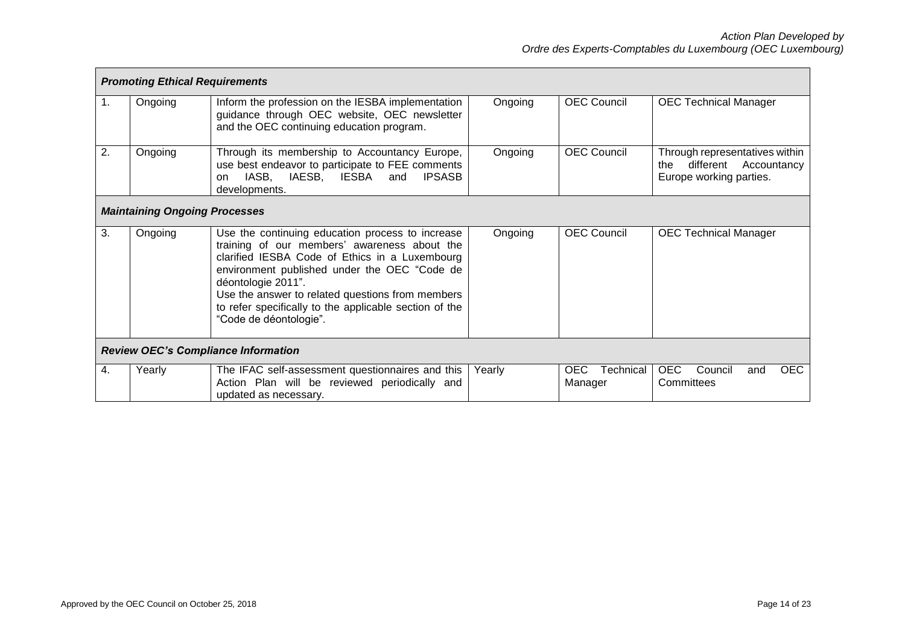| | | | | | |
|---|---|---|---|---|---|
| ***Promoting Ethical Requirements*** | | | | | |
| 1. | Ongoing | Inform the profession on the IESBA implementation guidance through OEC website, OEC newsletter and the OEC continuing education program. | Ongoing | OEC Council | OEC Technical Manager |
| 2. | Ongoing | Through its membership to Accountancy Europe, use best endeavor to participate to FEE comments on IASB, IAESB, IESBA and IPSASB developments. | Ongoing | OEC Council | Through representatives within the different Accountancy Europe working parties. |
| ***Maintaining Ongoing Processes*** | | | | | |
| 3. | Ongoing | Use the continuing education process to increase training of our members' awareness about the clarified IESBA Code of Ethics in a Luxembourg environment published under the OEC "Code de déontologie 2011".<br>Use the answer to related questions from members to refer specifically to the applicable section of the "Code de déontologie". | Ongoing | OEC Council | OEC Technical Manager |
| ***Review OEC's Compliance Information*** | | | | | |
| 4. | Yearly | The IFAC self-assessment questionnaires and this Action Plan will be reviewed periodically and updated as necessary. | Yearly | OEC Technical Manager | OEC Council and OEC Committees |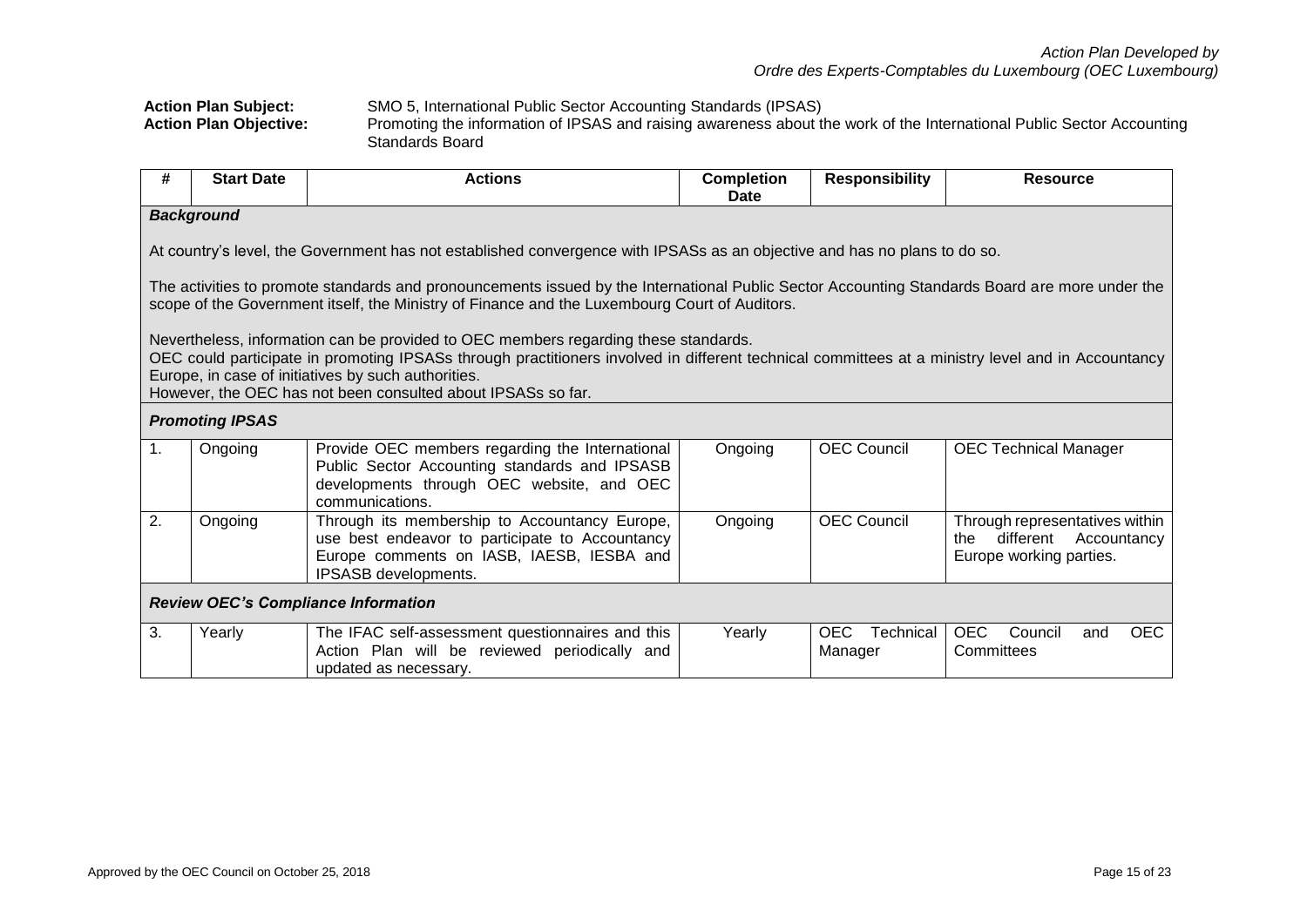**Action Plan Subject:** SMO 5, International Public Sector Accounting Standards (IPSAS)
**Action Plan Objective:** Promoting the information of IPSAS and raising awareness about the work of the International Public Sector Accounting Standards Board

| # | Start Date | Actions | Completion Date | Responsibility | Resource |
|---|---|---|---|---|---|
| ***Background*** | | | | | |
| At country's level, the Government has not established convergence with IPSASs as an objective and has no plans to do so. The activities to promote standards and pronouncements issued by the International Public Sector Accounting Standards Board are more under the scope of the Government itself, the Ministry of Finance and the Luxembourg Court of Auditors. Nevertheless, information can be provided to OEC members regarding these standards. OEC could participate in promoting IPSASs through practitioners involved in different technical committees at a ministry level and in Accountancy Europe, in case of initiatives by such authorities. However, the OEC has not been consulted about IPSASs so far. | | | | | |
| ***Promoting IPSAS*** | | | | | |
| 1. | Ongoing | Provide OEC members regarding the International Public Sector Accounting standards and IPSASB developments through OEC website, and OEC communications. | Ongoing | OEC Council | OEC Technical Manager |
| 2. | Ongoing | Through its membership to Accountancy Europe, use best endeavor to participate to Accountancy Europe comments on IASB, IAESB, IESBA and IPSASB developments. | Ongoing | OEC Council | Through representatives within the different Accountancy Europe working parties. |
| ***Review OEC's Compliance Information*** | | | | | |
| 3. | Yearly | The IFAC self-assessment questionnaires and this Action Plan will be reviewed periodically and updated as necessary. | Yearly | OEC Technical Manager | OEC Council and OEC Committees |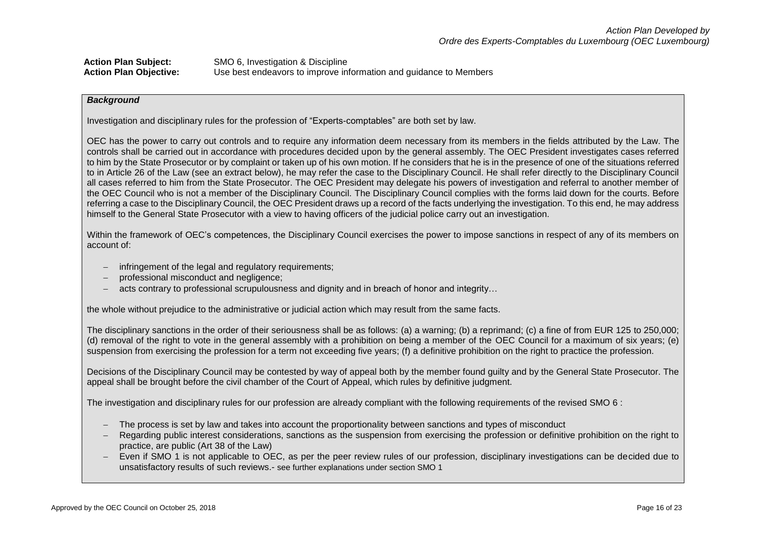**Action Plan Subject:** SMO 6, Investigation & Discipline
**Action Plan Objective:** Use best endeavors to improve information and guidance to Members

***Background***

Investigation and disciplinary rules for the profession of "Experts-comptables" are both set by law.

OEC has the power to carry out controls and to require any information deem necessary from its members in the fields attributed by the Law. The controls shall be carried out in accordance with procedures decided upon by the general assembly. The OEC President investigates cases referred to him by the State Prosecutor or by complaint or taken up of his own motion. If he considers that he is in the presence of one of the situations referred to in Article 26 of the Law (see an extract below), he may refer the case to the Disciplinary Council. He shall refer directly to the Disciplinary Council all cases referred to him from the State Prosecutor. The OEC President may delegate his powers of investigation and referral to another member of the OEC Council who is not a member of the Disciplinary Council. The Disciplinary Council complies with the forms laid down for the courts. Before referring a case to the Disciplinary Council, the OEC President draws up a record of the facts underlying the investigation. To this end, he may address himself to the General State Prosecutor with a view to having officers of the judicial police carry out an investigation.

Within the framework of OEC's competences, the Disciplinary Council exercises the power to impose sanctions in respect of any of its members on account of:

- infringement of the legal and regulatory requirements;
- professional misconduct and negligence;
- acts contrary to professional scrupulousness and dignity and in breach of honor and integrity…

the whole without prejudice to the administrative or judicial action which may result from the same facts.

The disciplinary sanctions in the order of their seriousness shall be as follows: (a) a warning; (b) a reprimand; (c) a fine of from EUR 125 to 250,000; (d) removal of the right to vote in the general assembly with a prohibition on being a member of the OEC Council for a maximum of six years; (e) suspension from exercising the profession for a term not exceeding five years; (f) a definitive prohibition on the right to practice the profession.

Decisions of the Disciplinary Council may be contested by way of appeal both by the member found guilty and by the General State Prosecutor. The appeal shall be brought before the civil chamber of the Court of Appeal, which rules by definitive judgment.

The investigation and disciplinary rules for our profession are already compliant with the following requirements of the revised SMO 6 :

- The process is set by law and takes into account the proportionality between sanctions and types of misconduct
- Regarding public interest considerations, sanctions as the suspension from exercising the profession or definitive prohibition on the right to practice, are public (Art 38 of the Law)
- Even if SMO 1 is not applicable to OEC, as per the peer review rules of our profession, disciplinary investigations can be decided due to unsatisfactory results of such reviews.- see further explanations under section SMO 1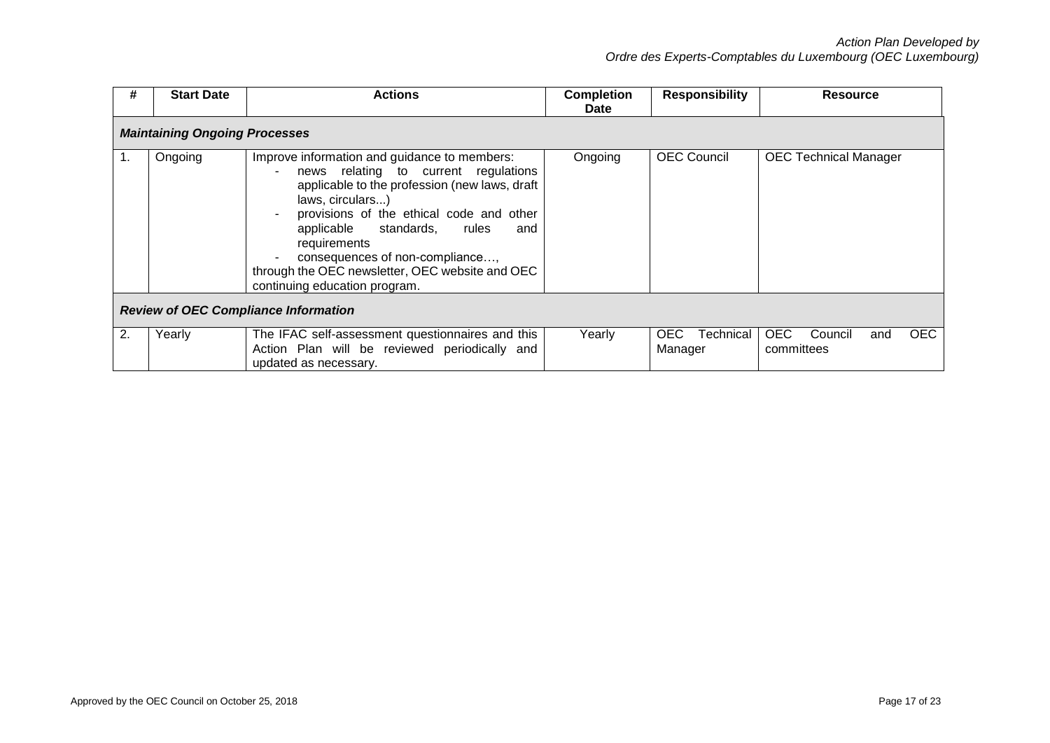| # | Start Date | Actions | Completion Date | Responsibility | Resource |
|---|---|---|---|---|---|
| ***Maintaining Ongoing Processes*** | | | | | |
| 1. | Ongoing | Improve information and guidance to members:<br>- news relating to current regulations applicable to the profession (new laws, draft laws, circulars...)<br>- provisions of the ethical code and other applicable standards, rules and requirements<br>- consequences of non-compliance…,<br>through the OEC newsletter, OEC website and OEC continuing education program. | Ongoing | OEC Council | OEC Technical Manager |
| ***Review of OEC Compliance Information*** | | | | | |
| 2. | Yearly | The IFAC self-assessment questionnaires and this Action Plan will be reviewed periodically and updated as necessary. | Yearly | OEC Technical Manager | OEC Council and OEC committees |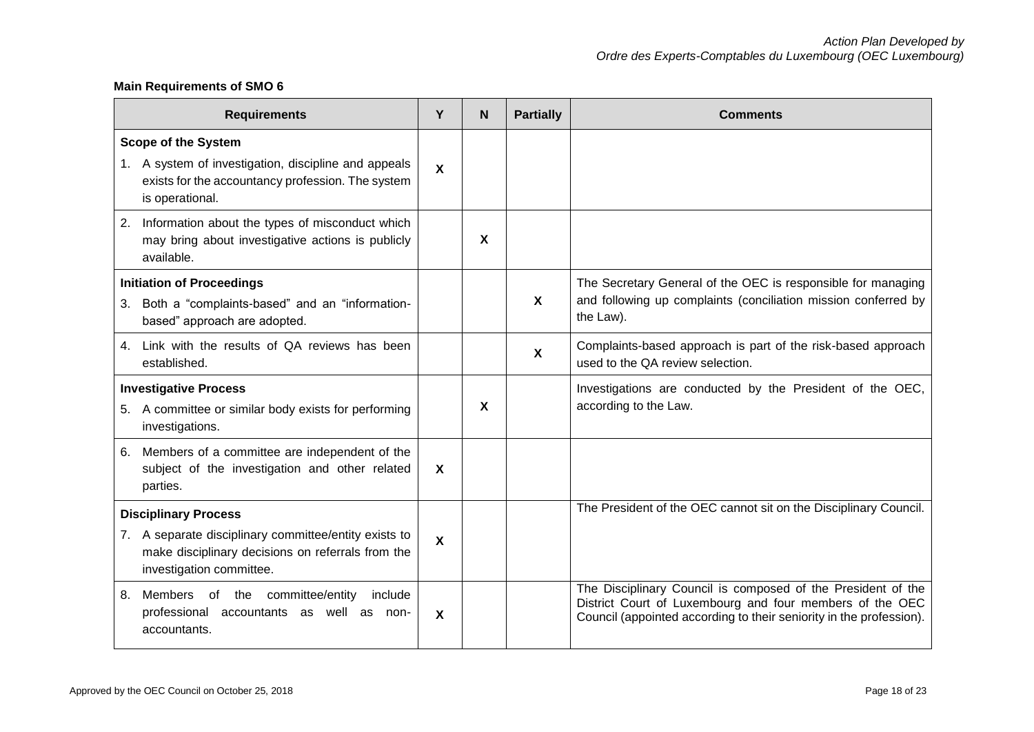**Main Requirements of SMO 6**

| Requirements | Y | N | Partially | Comments |
|---|---|---|---|---|
| **Scope of the System**<br>1. A system of investigation, discipline and appeals exists for the accountancy profession. The system is operational. | X | | | |
| 2. Information about the types of misconduct which may bring about investigative actions is publicly available. | | X | | |
| **Initiation of Proceedings**<br>3. Both a "complaints-based" and an "information-based" approach are adopted. | | | X | The Secretary General of the OEC is responsible for managing and following up complaints (conciliation mission conferred by the Law). |
| 4. Link with the results of QA reviews has been established. | | | X | Complaints-based approach is part of the risk-based approach used to the QA review selection. |
| **Investigative Process**<br>5. A committee or similar body exists for performing investigations. | | X | | Investigations are conducted by the President of the OEC, according to the Law. |
| 6. Members of a committee are independent of the subject of the investigation and other related parties. | X | | | |
| **Disciplinary Process**<br>7. A separate disciplinary committee/entity exists to make disciplinary decisions on referrals from the investigation committee. | X | | | The President of the OEC cannot sit on the Disciplinary Council. |
| 8. Members of the committee/entity include professional accountants as well as non-accountants. | X | | | The Disciplinary Council is composed of the President of the District Court of Luxembourg and four members of the OEC Council (appointed according to their seniority in the profession). |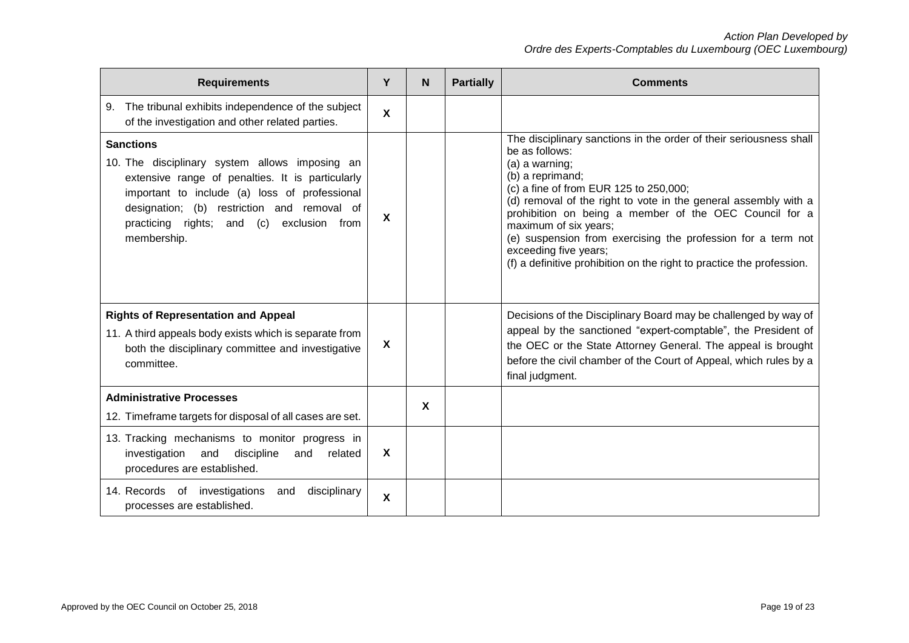| Requirements | Y | N | Partially | Comments |
|---|---|---|---|---|
| 9. The tribunal exhibits independence of the subject of the investigation and other related parties. | X | | | |
| **Sanctions**<br>10. The disciplinary system allows imposing an extensive range of penalties. It is particularly important to include (a) loss of professional designation; (b) restriction and removal of practicing rights; and (c) exclusion from membership. | X | | | The disciplinary sanctions in the order of their seriousness shall be as follows:<br>(a) a warning;<br>(b) a reprimand;<br>(c) a fine of from EUR 125 to 250,000;<br>(d) removal of the right to vote in the general assembly with a prohibition on being a member of the OEC Council for a maximum of six years;<br>(e) suspension from exercising the profession for a term not exceeding five years;<br>(f) a definitive prohibition on the right to practice the profession. |
| **Rights of Representation and Appeal**<br>11. A third appeals body exists which is separate from both the disciplinary committee and investigative committee. | X | | | Decisions of the Disciplinary Board may be challenged by way of appeal by the sanctioned "expert-comptable", the President of the OEC or the State Attorney General. The appeal is brought before the civil chamber of the Court of Appeal, which rules by a final judgment. |
| **Administrative Processes**<br>12. Timeframe targets for disposal of all cases are set. | | X | | |
| 13. Tracking mechanisms to monitor progress in investigation and discipline and related procedures are established. | X | | | |
| 14. Records of investigations and disciplinary processes are established. | X | | | |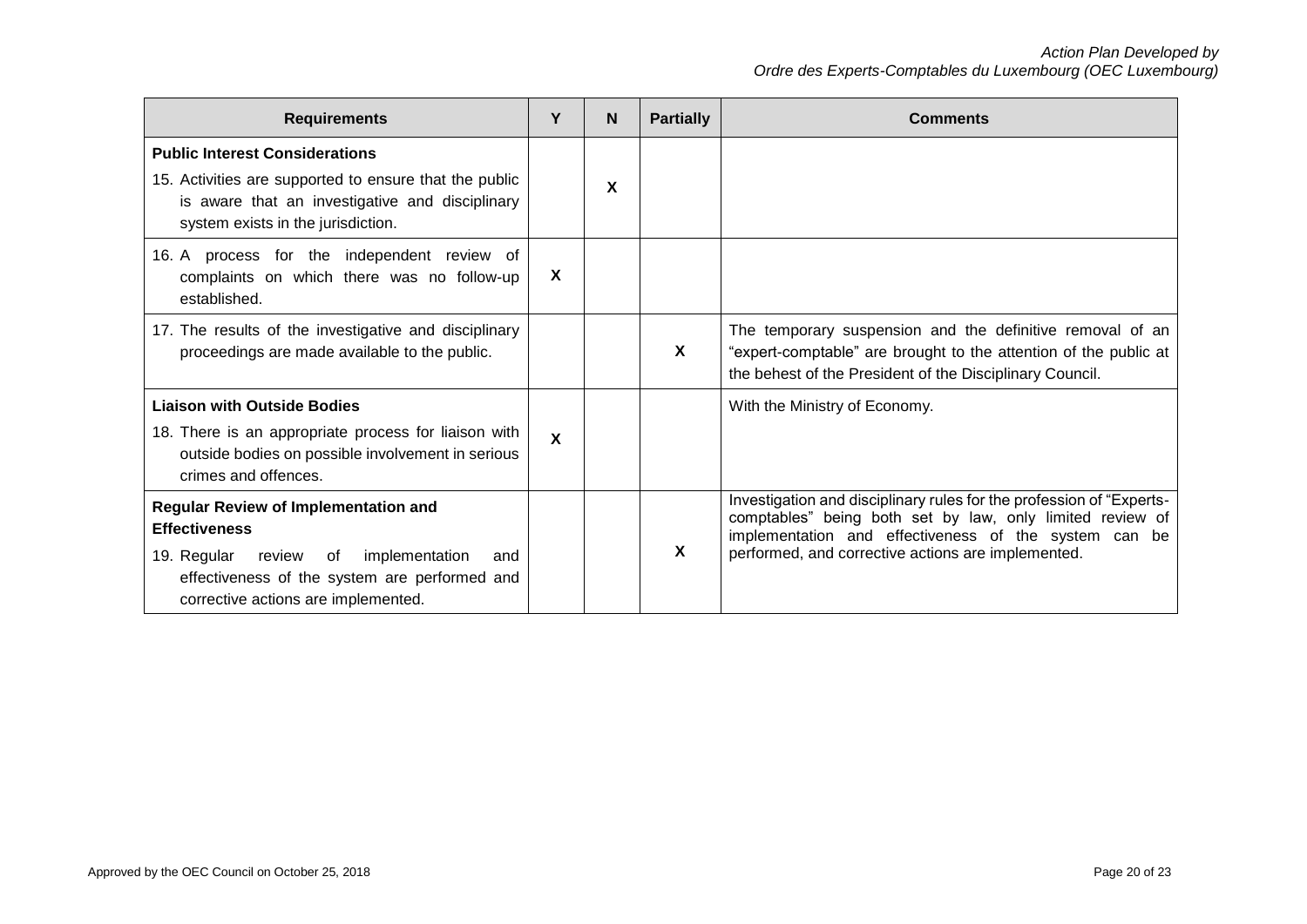| Requirements | Y | N | Partially | Comments |
|---|---|---|---|---|
| **Public Interest Considerations**<br>15. Activities are supported to ensure that the public is aware that an investigative and disciplinary system exists in the jurisdiction. | | X | | |
| 16. A process for the independent review of complaints on which there was no follow-up established. | X | | | |
| 17. The results of the investigative and disciplinary proceedings are made available to the public. | | | X | The temporary suspension and the definitive removal of an "expert-comptable" are brought to the attention of the public at the behest of the President of the Disciplinary Council. |
| **Liaison with Outside Bodies**<br>18. There is an appropriate process for liaison with outside bodies on possible involvement in serious crimes and offences. | X | | | With the Ministry of Economy. |
| **Regular Review of Implementation and Effectiveness**<br>19. Regular review of implementation and effectiveness of the system are performed and corrective actions are implemented. | | | X | Investigation and disciplinary rules for the profession of "Experts-comptables" being both set by law, only limited review of implementation and effectiveness of the system can be performed, and corrective actions are implemented. |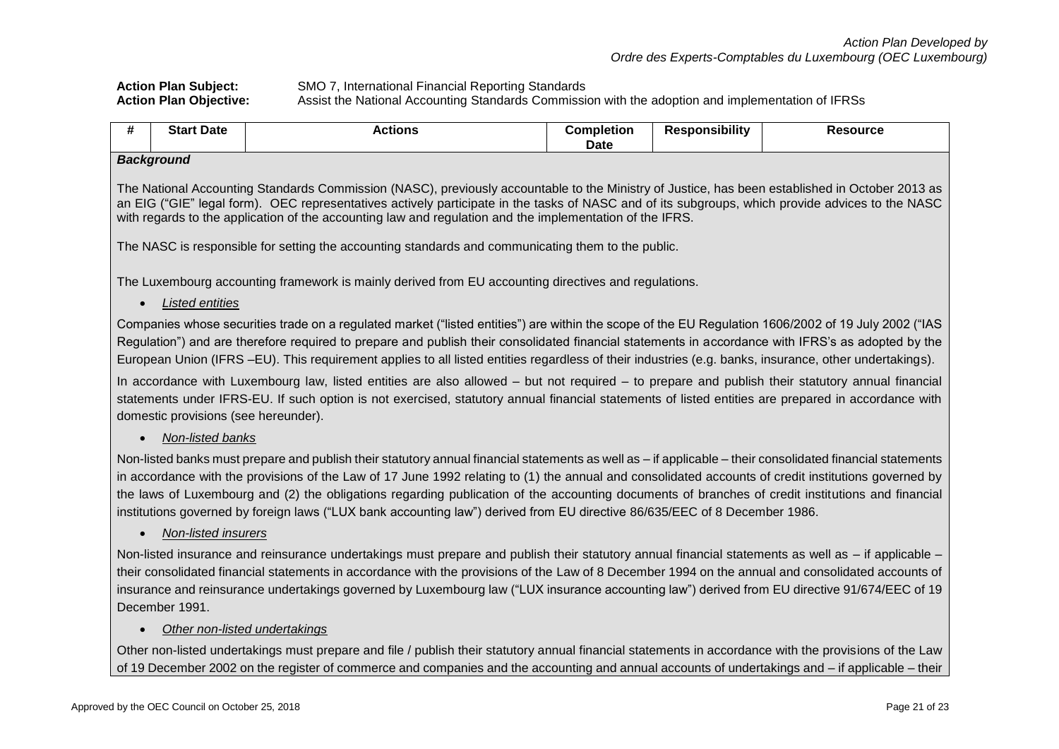**Action Plan Subject:** SMO 7, International Financial Reporting Standards
**Action Plan Objective:** Assist the National Accounting Standards Commission with the adoption and implementation of IFRSs

| # | Start Date | Actions | Completion Date | Responsibility | Resource |
|---|---|---|---|---|---|

***Background***

The National Accounting Standards Commission (NASC), previously accountable to the Ministry of Justice, has been established in October 2013 as an EIG ("GIE" legal form). OEC representatives actively participate in the tasks of NASC and of its subgroups, which provide advices to the NASC with regards to the application of the accounting law and regulation and the implementation of the IFRS.

The NASC is responsible for setting the accounting standards and communicating them to the public.

The Luxembourg accounting framework is mainly derived from EU accounting directives and regulations.

- *Listed entities*

Companies whose securities trade on a regulated market ("listed entities") are within the scope of the EU Regulation 1606/2002 of 19 July 2002 ("IAS Regulation") and are therefore required to prepare and publish their consolidated financial statements in accordance with IFRS's as adopted by the European Union (IFRS –EU). This requirement applies to all listed entities regardless of their industries (e.g. banks, insurance, other undertakings).

In accordance with Luxembourg law, listed entities are also allowed – but not required – to prepare and publish their statutory annual financial statements under IFRS-EU. If such option is not exercised, statutory annual financial statements of listed entities are prepared in accordance with domestic provisions (see hereunder).

- *Non-listed banks*

Non-listed banks must prepare and publish their statutory annual financial statements as well as – if applicable – their consolidated financial statements in accordance with the provisions of the Law of 17 June 1992 relating to (1) the annual and consolidated accounts of credit institutions governed by the laws of Luxembourg and (2) the obligations regarding publication of the accounting documents of branches of credit institutions and financial institutions governed by foreign laws ("LUX bank accounting law") derived from EU directive 86/635/EEC of 8 December 1986.

- *Non-listed insurers*

Non-listed insurance and reinsurance undertakings must prepare and publish their statutory annual financial statements as well as – if applicable – their consolidated financial statements in accordance with the provisions of the Law of 8 December 1994 on the annual and consolidated accounts of insurance and reinsurance undertakings governed by Luxembourg law ("LUX insurance accounting law") derived from EU directive 91/674/EEC of 19 December 1991.

- *Other non-listed undertakings*

Other non-listed undertakings must prepare and file / publish their statutory annual financial statements in accordance with the provisions of the Law of 19 December 2002 on the register of commerce and companies and the accounting and annual accounts of undertakings and – if applicable – their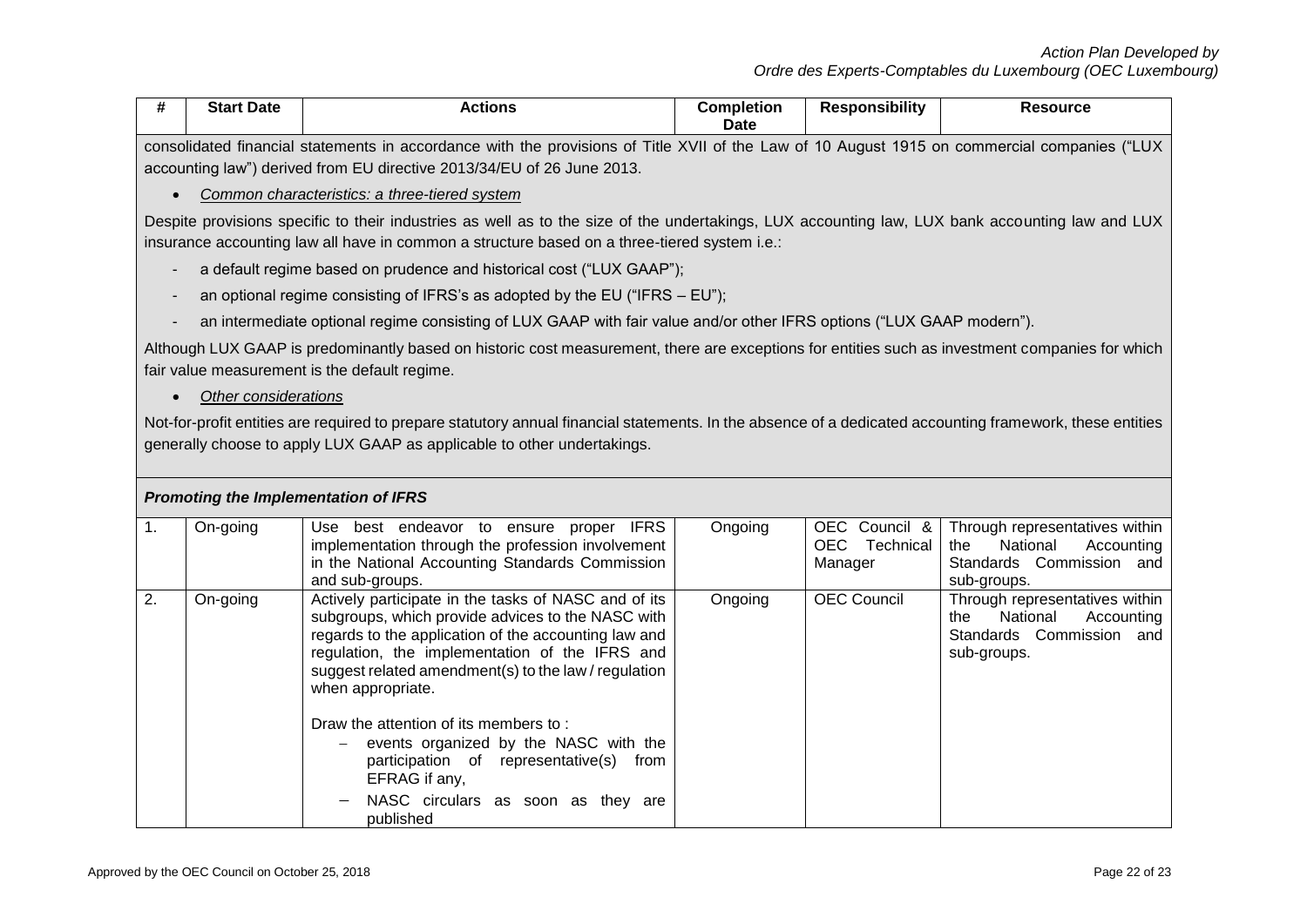| # | Start Date | Actions | Completion Date | Responsibility | Resource |
|---|---|---|---|---|---|

consolidated financial statements in accordance with the provisions of Title XVII of the Law of 10 August 1915 on commercial companies ("LUX accounting law") derived from EU directive 2013/34/EU of 26 June 2013.

- *Common characteristics: a three-tiered system*

Despite provisions specific to their industries as well as to the size of the undertakings, LUX accounting law, LUX bank accounting law and LUX insurance accounting law all have in common a structure based on a three-tiered system i.e.:

- a default regime based on prudence and historical cost ("LUX GAAP");
- an optional regime consisting of IFRS's as adopted by the EU ("IFRS – EU");
- an intermediate optional regime consisting of LUX GAAP with fair value and/or other IFRS options ("LUX GAAP modern").

Although LUX GAAP is predominantly based on historic cost measurement, there are exceptions for entities such as investment companies for which fair value measurement is the default regime.

- *Other considerations*

Not-for-profit entities are required to prepare statutory annual financial statements. In the absence of a dedicated accounting framework, these entities generally choose to apply LUX GAAP as applicable to other undertakings.

***Promoting the Implementation of IFRS***

| # | Start Date | Actions | Completion Date | Responsibility | Resource |
|---|---|---|---|---|---|
| 1. | On-going | Use best endeavor to ensure proper IFRS implementation through the profession involvement in the National Accounting Standards Commission and sub-groups. | Ongoing | OEC Council & OEC Technical Manager | Through representatives within the National Accounting Standards Commission and sub-groups. |
| 2. | On-going | Actively participate in the tasks of NASC and of its subgroups, which provide advices to the NASC with regards to the application of the accounting law and regulation, the implementation of the IFRS and suggest related amendment(s) to the law / regulation when appropriate.<br><br>Draw the attention of its members to :<br>– events organized by the NASC with the participation of representative(s) from EFRAG if any,<br>– NASC circulars as soon as they are published | Ongoing | OEC Council | Through representatives within the National Accounting Standards Commission and sub-groups. |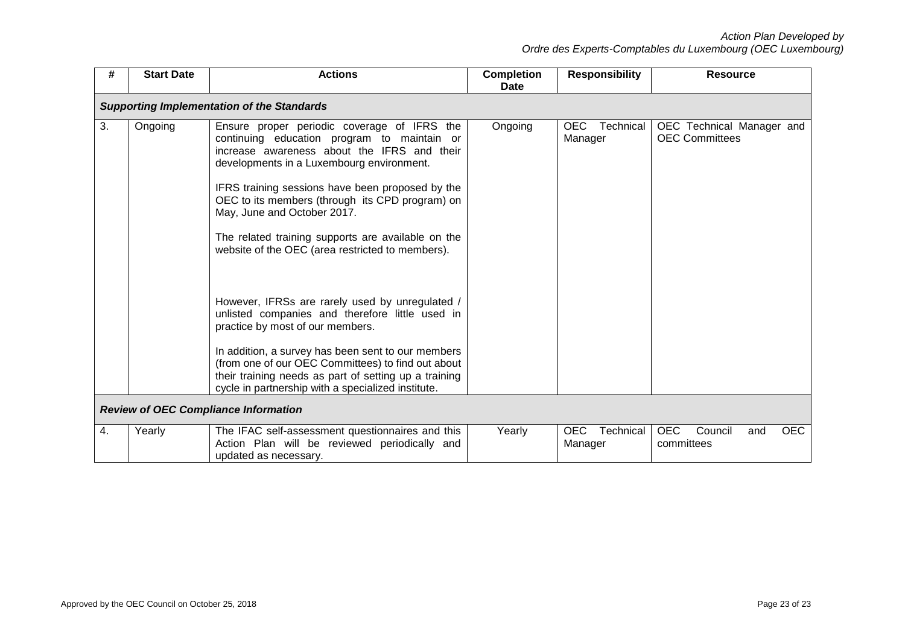| # | Start Date | Actions | Completion Date | Responsibility | Resource |
|---|---|---|---|---|---|
| ***Supporting Implementation of the Standards*** | | | | | |
| 3. | Ongoing | Ensure proper periodic coverage of IFRS the continuing education program to maintain or increase awareness about the IFRS and their developments in a Luxembourg environment.<br><br>IFRS training sessions have been proposed by the OEC to its members (through its CPD program) on May, June and October 2017.<br><br>The related training supports are available on the website of the OEC (area restricted to members).<br><br>However, IFRSs are rarely used by unregulated / unlisted companies and therefore little used in practice by most of our members.<br><br>In addition, a survey has been sent to our members (from one of our OEC Committees) to find out about their training needs as part of setting up a training cycle in partnership with a specialized institute. | Ongoing | OEC Technical Manager | OEC Technical Manager and OEC Committees |
| ***Review of OEC Compliance Information*** | | | | | |
| 4. | Yearly | The IFAC self-assessment questionnaires and this Action Plan will be reviewed periodically and updated as necessary. | Yearly | OEC Technical Manager | OEC Council and OEC committees |

Approved by the OEC Council on October 25, 2018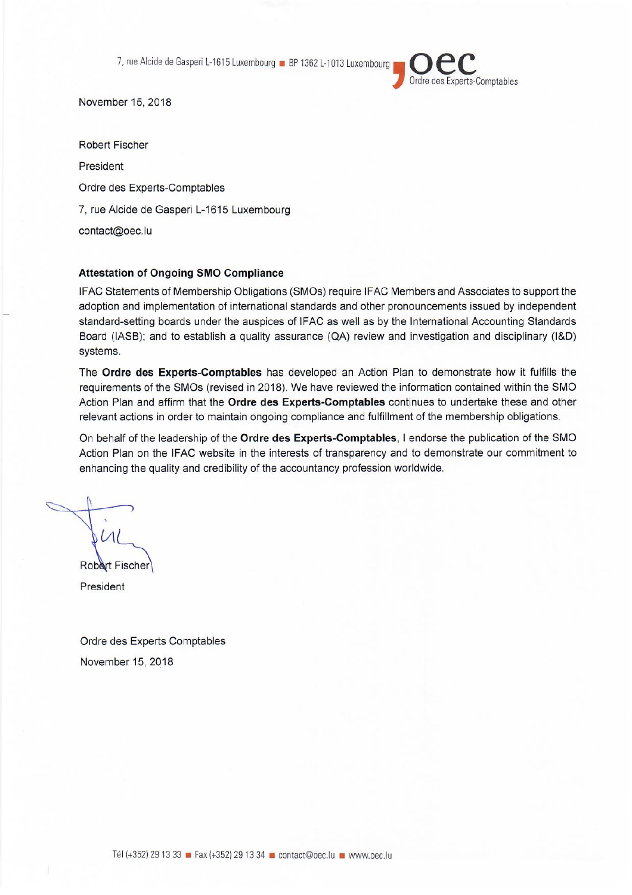7, rue Alcide de Gasperi L-1615 Luxembourg ■ BP 1362 L-1013 Luxembourg

**oec** Ordre des Experts-Comptables

November 15, 2018

Robert Fischer

President

Ordre des Experts-Comptables

7, rue Alcide de Gasperi L-1615 Luxembourg

contact@oec.lu

**Attestation of Ongoing SMO Compliance**

IFAC Statements of Membership Obligations (SMOs) require IFAC Members and Associates to support the adoption and implementation of international standards and other pronouncements issued by independent standard-setting boards under the auspices of IFAC as well as by the International Accounting Standards Board (IASB); and to establish a quality assurance (QA) review and investigation and disciplinary (I&D) systems.

The **Ordre des Experts-Comptables** has developed an Action Plan to demonstrate how it fulfills the requirements of the SMOs (revised in 2018). We have reviewed the information contained within the SMO Action Plan and affirm that the **Ordre des Experts-Comptables** continues to undertake these and other relevant actions in order to maintain ongoing compliance and fulfillment of the membership obligations.

On behalf of the leadership of the **Ordre des Experts-Comptables**, I endorse the publication of the SMO Action Plan on the IFAC website in the interests of transparency and to demonstrate our commitment to enhancing the quality and credibility of the accountancy profession worldwide.

Robert Fischer

President

Ordre des Experts Comptables

November 15, 2018

Tél (+352) 29 13 33 ■ Fax (+352) 29 13 34 ■ contact@oec.lu ■ www.oec.lu